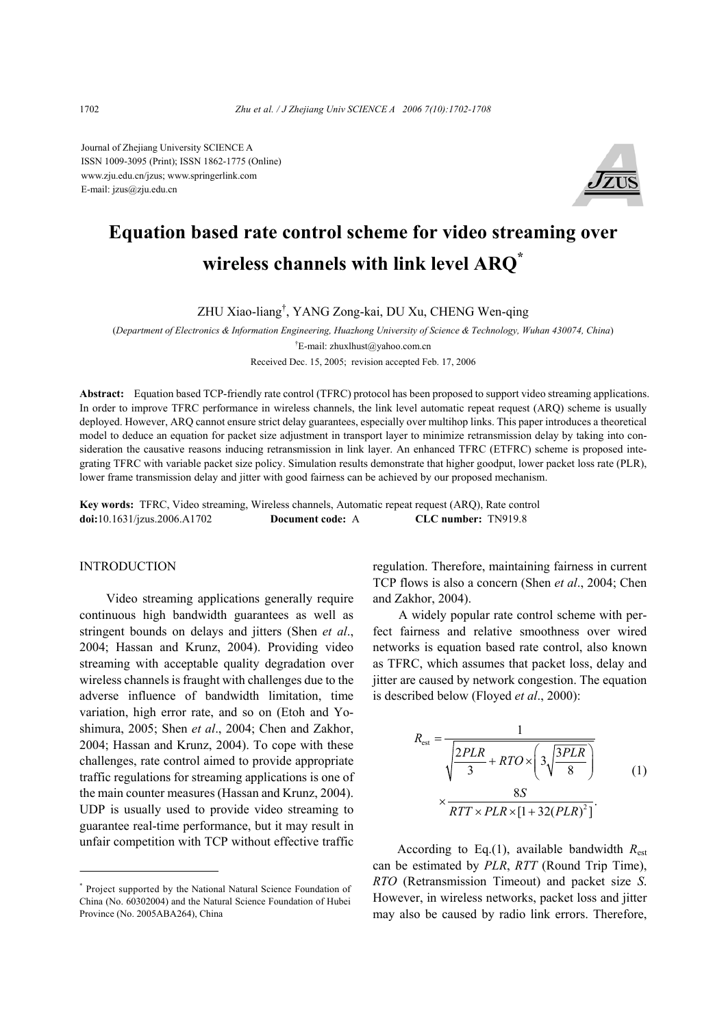Journal of Zhejiang University SCIENCE A
ISSN 1009-3095 (Print); ISSN 1862-1775 (Online)
www.zju.edu.cn/jzus; www.springerlink.com
E-mail: jzus@zju.edu.cn

# Equation based rate control scheme for video streaming over wireless channels with link level ARQ*

ZHU Xiao-liang†, YANG Zong-kai, DU Xu, CHENG Wen-qing

(*Department of Electronics & Information Engineering, Huazhong University of Science & Technology, Wuhan 430074, China*)

†E-mail: zhuxlhust@yahoo.com.cn

Received Dec. 15, 2005; revision accepted Feb. 17, 2006

**Abstract:** Equation based TCP-friendly rate control (TFRC) protocol has been proposed to support video streaming applications. In order to improve TFRC performance in wireless channels, the link level automatic repeat request (ARQ) scheme is usually deployed. However, ARQ cannot ensure strict delay guarantees, especially over multihop links. This paper introduces a theoretical model to deduce an equation for packet size adjustment in transport layer to minimize retransmission delay by taking into consideration the causative reasons inducing retransmission in link layer. An enhanced TFRC (ETFRC) scheme is proposed integrating TFRC with variable packet size policy. Simulation results demonstrate that higher goodput, lower packet loss rate (PLR), lower frame transmission delay and jitter with good fairness can be achieved by our proposed mechanism.

**Key words:** TFRC, Video streaming, Wireless channels, Automatic repeat request (ARQ), Rate control
**doi:**10.1631/jzus.2006.A1702 **Document code:** A **CLC number:** TN919.8

## INTRODUCTION

Video streaming applications generally require continuous high bandwidth guarantees as well as stringent bounds on delays and jitters (Shen *et al*., 2004; Hassan and Krunz, 2004). Providing video streaming with acceptable quality degradation over wireless channels is fraught with challenges due to the adverse influence of bandwidth limitation, time variation, high error rate, and so on (Etoh and Yoshimura, 2005; Shen *et al*., 2004; Chen and Zakhor, 2004; Hassan and Krunz, 2004). To cope with these challenges, rate control aimed to provide appropriate traffic regulations for streaming applications is one of the main counter measures (Hassan and Krunz, 2004). UDP is usually used to provide video streaming to guarantee real-time performance, but it may result in unfair competition with TCP without effective traffic regulation. Therefore, maintaining fairness in current TCP flows is also a concern (Shen *et al*., 2004; Chen and Zakhor, 2004).

A widely popular rate control scheme with perfect fairness and relative smoothness over wired networks is equation based rate control, also known as TFRC, which assumes that packet loss, delay and jitter are caused by network congestion. The equation is described below (Floyed *et al*., 2000):

$$R_{est} = \frac{1}{\sqrt{\dfrac{2PLR}{3}} + RTO \times \left(3\sqrt{\dfrac{3PLR}{8}}\right)} \times \frac{8S}{RTT \times PLR \times [1 + 32(PLR)^2]}. \quad (1)$$

According to Eq.(1), available bandwidth $R_{est}$ can be estimated by *PLR*, *RTT* (Round Trip Time), *RTO* (Retransmission Timeout) and packet size *S*. However, in wireless networks, packet loss and jitter may also be caused by radio link errors. Therefore,

---

* Project supported by the National Natural Science Foundation of China (No. 60302004) and the Natural Science Foundation of Hubei Province (No. 2005ABA264), China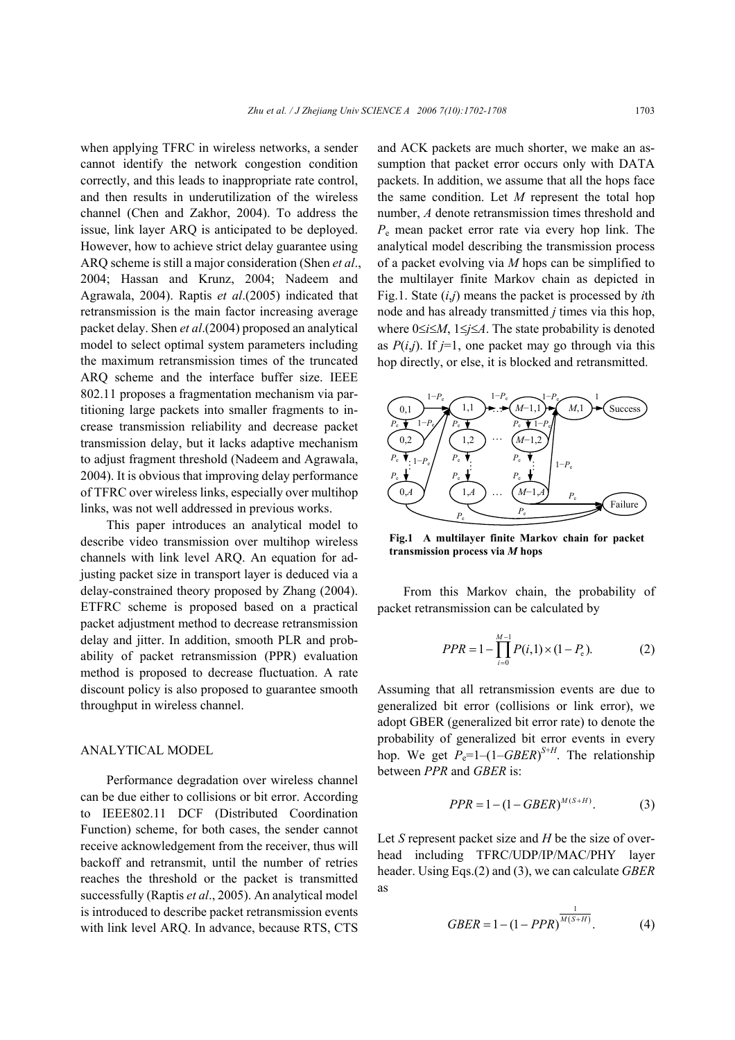when applying TFRC in wireless networks, a sender cannot identify the network congestion condition correctly, and this leads to inappropriate rate control, and then results in underutilization of the wireless channel (Chen and Zakhor, 2004). To address the issue, link layer ARQ is anticipated to be deployed. However, how to achieve strict delay guarantee using ARQ scheme is still a major consideration (Shen *et al*., 2004; Hassan and Krunz, 2004; Nadeem and Agrawala, 2004). Raptis *et al*.(2005) indicated that retransmission is the main factor increasing average packet delay. Shen *et al*.(2004) proposed an analytical model to select optimal system parameters including the maximum retransmission times of the truncated ARQ scheme and the interface buffer size. IEEE 802.11 proposes a fragmentation mechanism via partitioning large packets into smaller fragments to increase transmission reliability and decrease packet transmission delay, but it lacks adaptive mechanism to adjust fragment threshold (Nadeem and Agrawala, 2004). It is obvious that improving delay performance of TFRC over wireless links, especially over multihop links, was not well addressed in previous works.

This paper introduces an analytical model to describe video transmission over multihop wireless channels with link level ARQ. An equation for adjusting packet size in transport layer is deduced via a delay-constrained theory proposed by Zhang (2004). ETFRC scheme is proposed based on a practical packet adjustment method to decrease retransmission delay and jitter. In addition, smooth PLR and probability of packet retransmission (PPR) evaluation method is proposed to decrease fluctuation. A rate discount policy is also proposed to guarantee smooth throughput in wireless channel.

## ANALYTICAL MODEL

Performance degradation over wireless channel can be due either to collisions or bit error. According to IEEE802.11 DCF (Distributed Coordination Function) scheme, for both cases, the sender cannot receive acknowledgement from the receiver, thus will backoff and retransmit, until the number of retries reaches the threshold or the packet is transmitted successfully (Raptis *et al*., 2005). An analytical model is introduced to describe packet retransmission events with link level ARQ. In advance, because RTS, CTS and ACK packets are much shorter, we make an assumption that packet error occurs only with DATA packets. In addition, we assume that all the hops face the same condition. Let $M$ represent the total hop number, $A$ denote retransmission times threshold and $P_e$ mean packet error rate via every hop link. The analytical model describing the transmission process of a packet evolving via $M$ hops can be simplified to the multilayer finite Markov chain as depicted in Fig.1. State $(i,j)$ means the packet is processed by $i$th node and has already transmitted $j$ times via this hop, where $0 \le i \le M$, $1 \le j \le A$. The state probability is denoted as $P(i,j)$. If $j=1$, one packet may go through via this hop directly, or else, it is blocked and retransmitted.

**Fig.1 A multilayer finite Markov chain for packet transmission process via *M* hops**

From this Markov chain, the probability of packet retransmission can be calculated by

$$PPR = 1 - \prod_{i=0}^{M-1} P(i,1) \times (1 - P_e). \tag{2}$$

Assuming that all retransmission events are due to generalized bit error (collisions or link error), we adopt GBER (generalized bit error rate) to denote the probability of generalized bit error events in every hop. We get $P_e = 1 - (1 - GBER)^{S+H}$. The relationship between $PPR$ and $GBER$ is:

$$PPR = 1 - (1 - GBER)^{M(S+H)}. \tag{3}$$

Let $S$ represent packet size and $H$ be the size of overhead including TFRC/UDP/IP/MAC/PHY layer header. Using Eqs.(2) and (3), we can calculate $GBER$ as

$$GBER = 1 - (1 - PPR)^{\frac{1}{M(S+H)}}. \tag{4}$$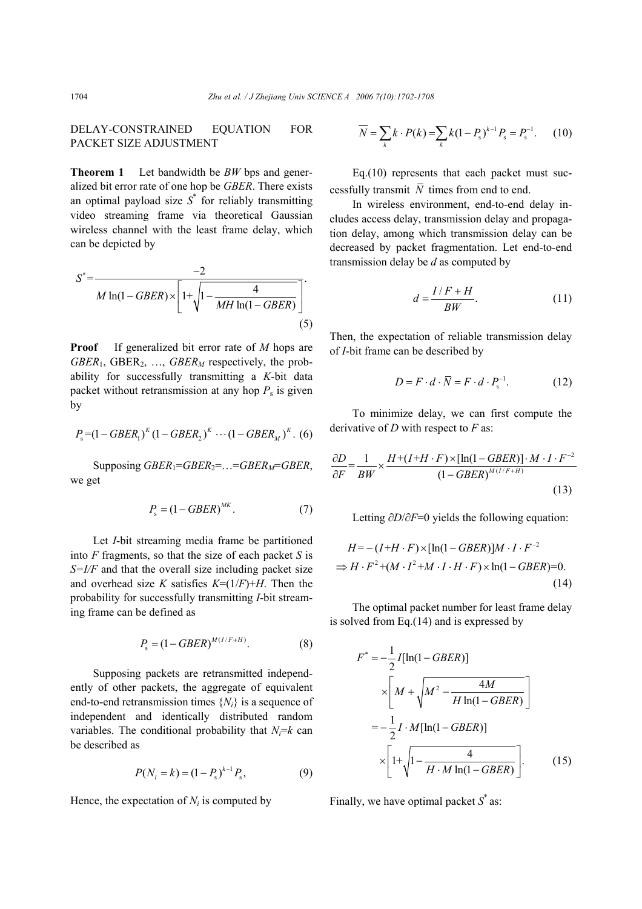## DELAY-CONSTRAINED EQUATION FOR PACKET SIZE ADJUSTMENT

**Theorem 1** Let bandwidth be $BW$ bps and generalized bit error rate of one hop be $GBER$. There exists an optimal payload size $S^*$ for reliably transmitting video streaming frame via theoretical Gaussian wireless channel with the least frame delay, which can be depicted by

$$S^* = \frac{-2}{M\ln(1-GBER)\times\left[1+\sqrt{1-\dfrac{4}{MH\ln(1-GBER)}}\right]}. \tag{5}$$

**Proof** If generalized bit error rate of $M$ hops are $GBER_1$, $GBER_2$, …, $GBER_M$ respectively, the probability for successfully transmitting a $K$-bit data packet without retransmission at any hop $P_s$ is given by

$$P_s = (1-GBER_1)^K(1-GBER_2)^K\cdots(1-GBER_M)^K. \tag{6}$$

Supposing $GBER_1=GBER_2=\ldots=GBER_M=GBER$, we get

$$P_s = (1-GBER)^{MK}. \tag{7}$$

Let $I$-bit streaming media frame be partitioned into $F$ fragments, so that the size of each packet $S$ is $S=I/F$ and that the overall size including packet size and overhead size $K$ satisfies $K=(1/F)+H$. Then the probability for successfully transmitting $I$-bit streaming frame can be defined as

$$P_s = (1-GBER)^{M(I/F+H)}. \tag{8}$$

Supposing packets are retransmitted independently of other packets, the aggregate of equivalent end-to-end retransmission times $\{N_i\}$ is a sequence of independent and identically distributed random variables. The conditional probability that $N_i=k$ can be described as

$$P(N_i=k) = (1-P_s)^{k-1}P_s, \tag{9}$$

Hence, the expectation of $N_i$ is computed by

$$\overline{N} = \sum_k k\cdot P(k) = \sum_k k(1-P_s)^{k-1}P_s = P_s^{-1}. \tag{10}$$

Eq.(10) represents that each packet must successfully transmit $\overline{N}$ times from end to end.

In wireless environment, end-to-end delay includes access delay, transmission delay and propagation delay, among which transmission delay can be decreased by packet fragmentation. Let end-to-end transmission delay be $d$ as computed by

$$d = \frac{I/F+H}{BW}. \tag{11}$$

Then, the expectation of reliable transmission delay of $I$-bit frame can be described by

$$D = F\cdot d\cdot \overline{N} = F\cdot d\cdot P_s^{-1}. \tag{12}$$

To minimize delay, we can first compute the derivative of $D$ with respect to $F$ as:

$$\frac{\partial D}{\partial F} = \frac{1}{BW}\times\frac{H+(I+H\cdot F)\times[\ln(1-GBER)]\cdot M\cdot I\cdot F^{-2}}{(1-GBER)^{M(I/F+H)}} \tag{13}$$

Letting $\partial D/\partial F=0$ yields the following equation:

$$\begin{aligned} &H = -(I+H\cdot F)\times[\ln(1-GBER)]M\cdot I\cdot F^{-2} \\ \Rightarrow\ &H\cdot F^2 + (M\cdot I^2 + M\cdot I\cdot H\cdot F)\times\ln(1-GBER) = 0. \end{aligned} \tag{14}$$

The optimal packet number for least frame delay is solved from Eq.(14) and is expressed by

$$\begin{aligned} F^* &= -\frac{1}{2}I[\ln(1-GBER)] \times\left[M+\sqrt{M^2-\frac{4M}{H\ln(1-GBER)}}\right] \\ &= -\frac{1}{2}I\cdot M[\ln(1-GBER)] \times\left[1+\sqrt{1-\frac{4}{H\cdot M\ln(1-GBER)}}\right]. \end{aligned} \tag{15}$$

Finally, we have optimal packet $S^*$ as: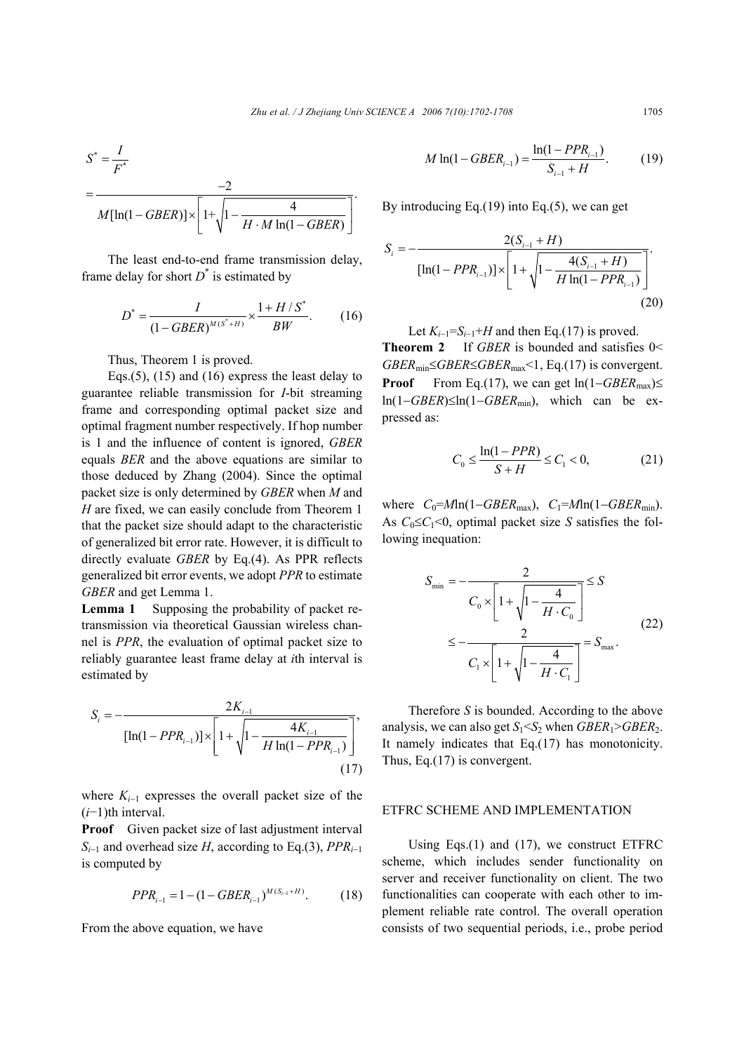$$S^* = \frac{I}{F^*}$$

$$= \frac{-2}{M[\ln(1-GBER)] \times \left[1+\sqrt{1-\dfrac{4}{H \cdot M\ln(1-GBER)}}\right]}.$$

The least end-to-end frame transmission delay, frame delay for short $D^*$ is estimated by

$$D^* = \frac{I}{(1-GBER)^{M(S^*+H)}} \times \frac{1+H/S^*}{BW}. \quad (16)$$

Thus, Theorem 1 is proved.

Eqs.(5), (15) and (16) express the least delay to guarantee reliable transmission for *I*-bit streaming frame and corresponding optimal packet size and optimal fragment number respectively. If hop number is 1 and the influence of content is ignored, *GBER* equals *BER* and the above equations are similar to those deduced by Zhang (2004). Since the optimal packet size is only determined by *GBER* when *M* and *H* are fixed, we can easily conclude from Theorem 1 that the packet size should adapt to the characteristic of generalized bit error rate. However, it is difficult to directly evaluate *GBER* by Eq.(4). As PPR reflects generalized bit error events, we adopt *PPR* to estimate *GBER* and get Lemma 1.

**Lemma 1** Supposing the probability of packet retransmission via theoretical Gaussian wireless channel is *PPR*, the evaluation of optimal packet size to reliably guarantee least frame delay at *i*th interval is estimated by

$$S_i = -\frac{2K_{i-1}}{[\ln(1-PPR_{i-1})] \times \left[1+\sqrt{1-\dfrac{4K_{i-1}}{H\ln(1-PPR_{i-1})}}\right]}, \quad (17)$$

where $K_{i-1}$ expresses the overall packet size of the $(i-1)$th interval.

**Proof** Given packet size of last adjustment interval $S_{i-1}$ and overhead size $H$, according to Eq.(3), $PPR_{i-1}$ is computed by

$$PPR_{i-1} = 1-(1-GBER_{i-1})^{M(S_{i-1}+H)}. \quad (18)$$

From the above equation, we have

$$M\ln(1-GBER_{i-1}) = \frac{\ln(1-PPR_{i-1})}{S_{i-1}+H}. \quad (19)$$

By introducing Eq.(19) into Eq.(5), we can get

$$S_i = -\frac{2(S_{i-1}+H)}{[\ln(1-PPR_{i-1})] \times \left[1+\sqrt{1-\dfrac{4(S_{i-1}+H)}{H\ln(1-PPR_{i-1})}}\right]}. \quad (20)$$

Let $K_{i-1}=S_{i-1}+H$ and then Eq.(17) is proved.

**Theorem 2** If *GBER* is bounded and satisfies $0< GBER_{\min} \le GBER \le GBER_{\max} < 1$, Eq.(17) is convergent.

**Proof** From Eq.(17), we can get $\ln(1-GBER_{\max}) \le \ln(1-GBER) \le \ln(1-GBER_{\min})$, which can be expressed as:

$$C_0 \le \frac{\ln(1-PPR)}{S+H} \le C_1 < 0, \quad (21)$$

where $C_0=M\ln(1-GBER_{\max})$, $C_1=M\ln(1-GBER_{\min})$. As $C_0 \le C_1 < 0$, optimal packet size $S$ satisfies the following inequation:

$$S_{\min} = -\frac{2}{C_0 \times \left[1+\sqrt{1-\dfrac{4}{H \cdot C_0}}\right]} \le S \le -\frac{2}{C_1 \times \left[1+\sqrt{1-\dfrac{4}{H \cdot C_1}}\right]} = S_{\max}. \quad (22)$$

Therefore $S$ is bounded. According to the above analysis, we can also get $S_1<S_2$ when $GBER_1>GBER_2$. It namely indicates that Eq.(17) has monotonicity. Thus, Eq.(17) is convergent.

## ETFRC SCHEME AND IMPLEMENTATION

Using Eqs.(1) and (17), we construct ETFRC scheme, which includes sender functionality on server and receiver functionality on client. The two functionalities can cooperate with each other to implement reliable rate control. The overall operation consists of two sequential periods, i.e., probe period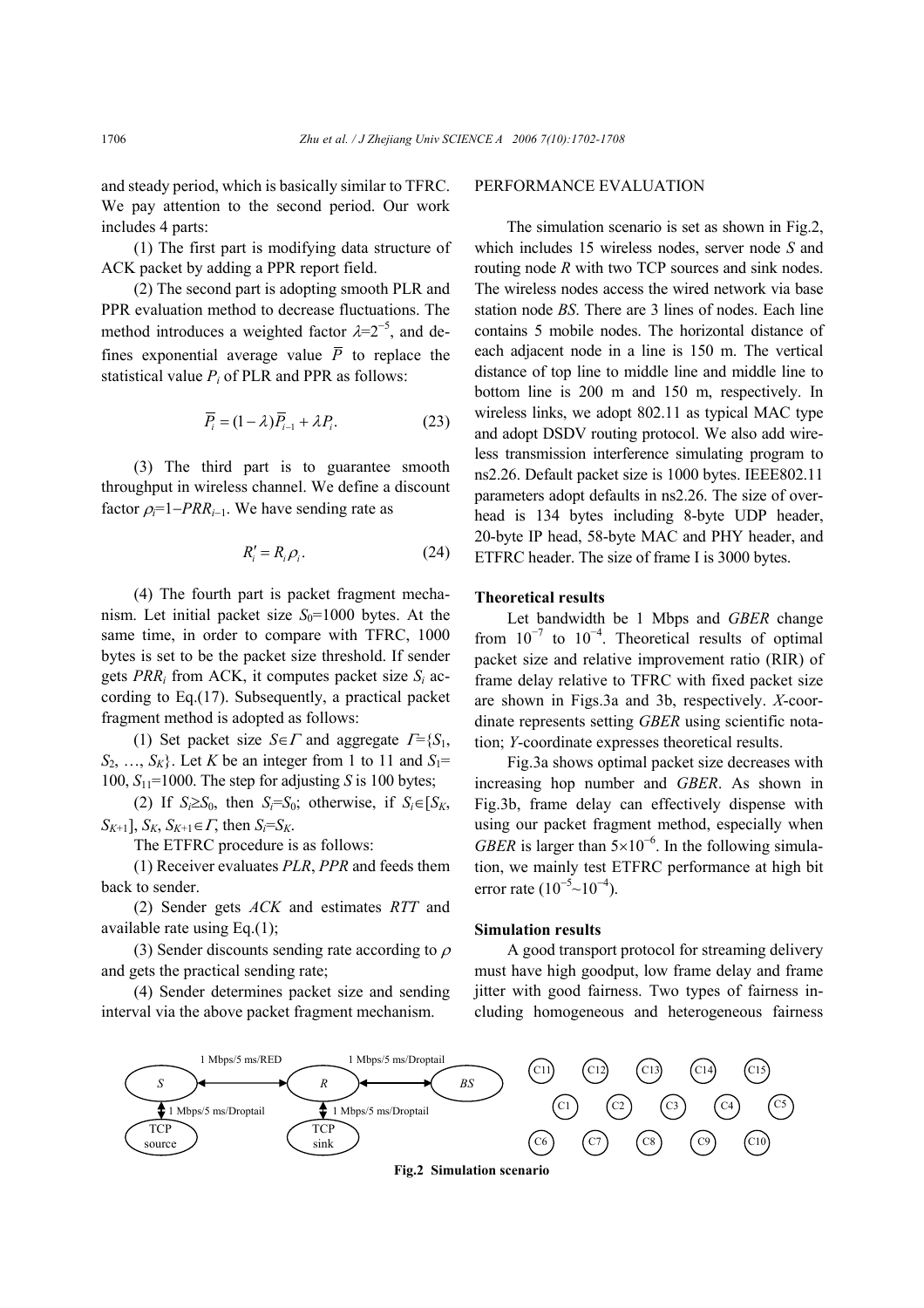and steady period, which is basically similar to TFRC. We pay attention to the second period. Our work includes 4 parts:

(1) The first part is modifying data structure of ACK packet by adding a PPR report field.

(2) The second part is adopting smooth PLR and PPR evaluation method to decrease fluctuations. The method introduces a weighted factor $\lambda=2^{-5}$, and defines exponential average value $\overline{P}$ to replace the statistical value $P_i$ of PLR and PPR as follows:

$$\overline{P}_i = (1-\lambda)\overline{P}_{i-1} + \lambda P_i. \tag{23}$$

(3) The third part is to guarantee smooth throughput in wireless channel. We define a discount factor $\rho_i=1-PRR_{i-1}$. We have sending rate as

$$R_i' = R_i \rho_i. \tag{24}$$

(4) The fourth part is packet fragment mechanism. Let initial packet size $S_0$=1000 bytes. At the same time, in order to compare with TFRC, 1000 bytes is set to be the packet size threshold. If sender gets $PRR_i$ from ACK, it computes packet size $S_i$ according to Eq.(17). Subsequently, a practical packet fragment method is adopted as follows:

(1) Set packet size $S\in\Gamma$ and aggregate $\Gamma=\{S_1, S_2, \ldots, S_K\}$. Let $K$ be an integer from 1 to 11 and $S_1$=100, $S_{11}$=1000. The step for adjusting $S$ is 100 bytes;

(2) If $S_i \geq S_0$, then $S_i=S_0$; otherwise, if $S_i\in[S_K, S_{K+1}]$, $S_K, S_{K+1}\in\Gamma$, then $S_i=S_K$.

The ETFRC procedure is as follows:

(1) Receiver evaluates $PLR$, $PPR$ and feeds them back to sender.

(2) Sender gets $ACK$ and estimates $RTT$ and available rate using Eq.(1);

(3) Sender discounts sending rate according to $\rho$ and gets the practical sending rate;

(4) Sender determines packet size and sending interval via the above packet fragment mechanism.

## PERFORMANCE EVALUATION

The simulation scenario is set as shown in Fig.2, which includes 15 wireless nodes, server node $S$ and routing node $R$ with two TCP sources and sink nodes. The wireless nodes access the wired network via base station node $BS$. There are 3 lines of nodes. Each line contains 5 mobile nodes. The horizontal distance of each adjacent node in a line is 150 m. The vertical distance of top line to middle line and middle line to bottom line is 200 m and 150 m, respectively. In wireless links, we adopt 802.11 as typical MAC type and adopt DSDV routing protocol. We also add wireless transmission interference simulating program to ns2.26. Default packet size is 1000 bytes. IEEE802.11 parameters adopt defaults in ns2.26. The size of overhead is 134 bytes including 8-byte UDP header, 20-byte IP head, 58-byte MAC and PHY header, and ETFRC header. The size of frame I is 3000 bytes.

### Theoretical results

Let bandwidth be 1 Mbps and $GBER$ change from $10^{-7}$ to $10^{-4}$. Theoretical results of optimal packet size and relative improvement ratio (RIR) of frame delay relative to TFRC with fixed packet size are shown in Figs.3a and 3b, respectively. $X$-coordinate represents setting $GBER$ using scientific notation; $Y$-coordinate expresses theoretical results.

Fig.3a shows optimal packet size decreases with increasing hop number and $GBER$. As shown in Fig.3b, frame delay can effectively dispense with using our packet fragment method, especially when $GBER$ is larger than $5\times10^{-6}$. In the following simulation, we mainly test ETFRC performance at high bit error rate ($10^{-5}$~$10^{-4}$).

### Simulation results

A good transport protocol for streaming delivery must have high goodput, low frame delay and frame jitter with good fairness. Two types of fairness including homogeneous and heterogeneous fairness

S —(1 Mbps/5 ms/RED)— R —(1 Mbps/5 ms/Droptail)— BS; S —(1 Mbps/5 ms/Droptail)— TCP source; R —(1 Mbps/5 ms/Droptail)— TCP sink; wireless nodes C11 C12 C13 C14 C15 / C1 C2 C3 C4 C5 / C6 C7 C8 C9 C10

**Fig.2 Simulation scenario**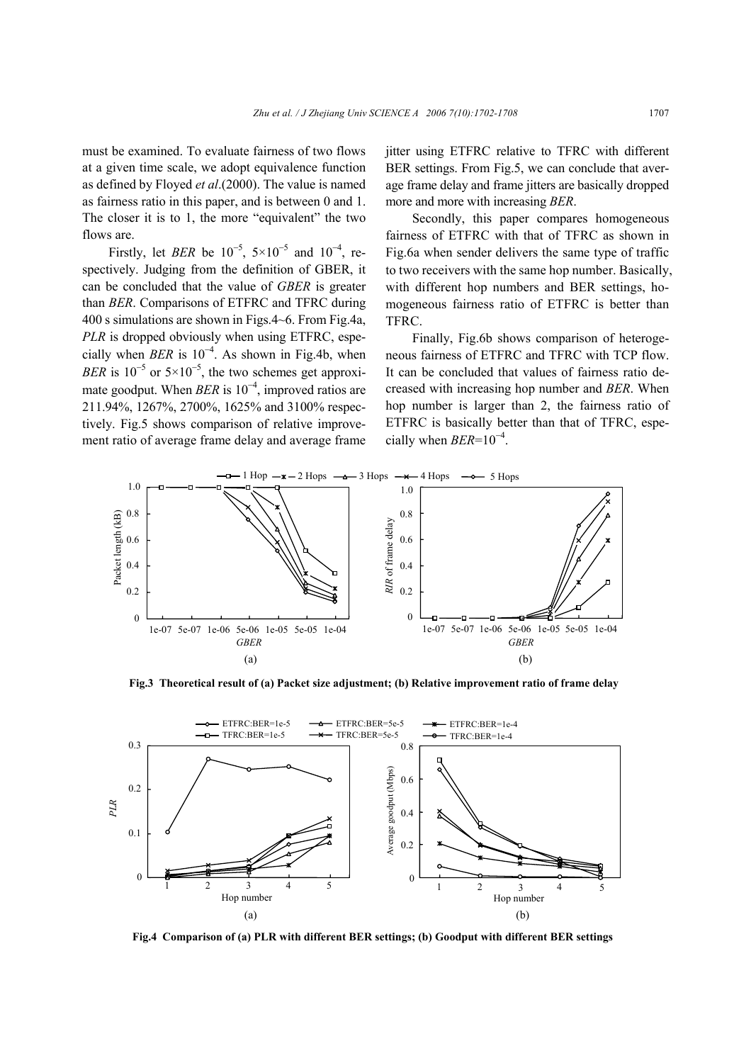must be examined. To evaluate fairness of two flows at a given time scale, we adopt equivalence function as defined by Floyed *et al*.(2000). The value is named as fairness ratio in this paper, and is between 0 and 1. The closer it is to 1, the more "equivalent" the two flows are.

Firstly, let *BER* be $10^{-5}$, $5\times10^{-5}$ and $10^{-4}$, respectively. Judging from the definition of GBER, it can be concluded that the value of *GBER* is greater than *BER*. Comparisons of ETFRC and TFRC during 400 s simulations are shown in Figs.4~6. From Fig.4a, *PLR* is dropped obviously when using ETFRC, especially when *BER* is $10^{-4}$. As shown in Fig.4b, when *BER* is $10^{-5}$ or $5\times10^{-5}$, the two schemes get approximate goodput. When *BER* is $10^{-4}$, improved ratios are 211.94%, 1267%, 2700%, 1625% and 3100% respectively. Fig.5 shows comparison of relative improvement ratio of average frame delay and average frame jitter using ETFRC relative to TFRC with different BER settings. From Fig.5, we can conclude that average frame delay and frame jitters are basically dropped more and more with increasing *BER*.

Secondly, this paper compares homogeneous fairness of ETFRC with that of TFRC as shown in Fig.6a when sender delivers the same type of traffic to two receivers with the same hop number. Basically, with different hop numbers and BER settings, homogeneous fairness ratio of ETFRC is better than TFRC.

Finally, Fig.6b shows comparison of heterogeneous fairness of ETFRC and TFRC with TCP flow. It can be concluded that values of fairness ratio decreased with increasing hop number and *BER*. When hop number is larger than 2, the fairness ratio of ETFRC is basically better than that of TFRC, especially when *BER*=$10^{-4}$.

**Fig.3 Theoretical result of (a) Packet size adjustment; (b) Relative improvement ratio of frame delay**

**Fig.4 Comparison of (a) PLR with different BER settings; (b) Goodput with different BER settings**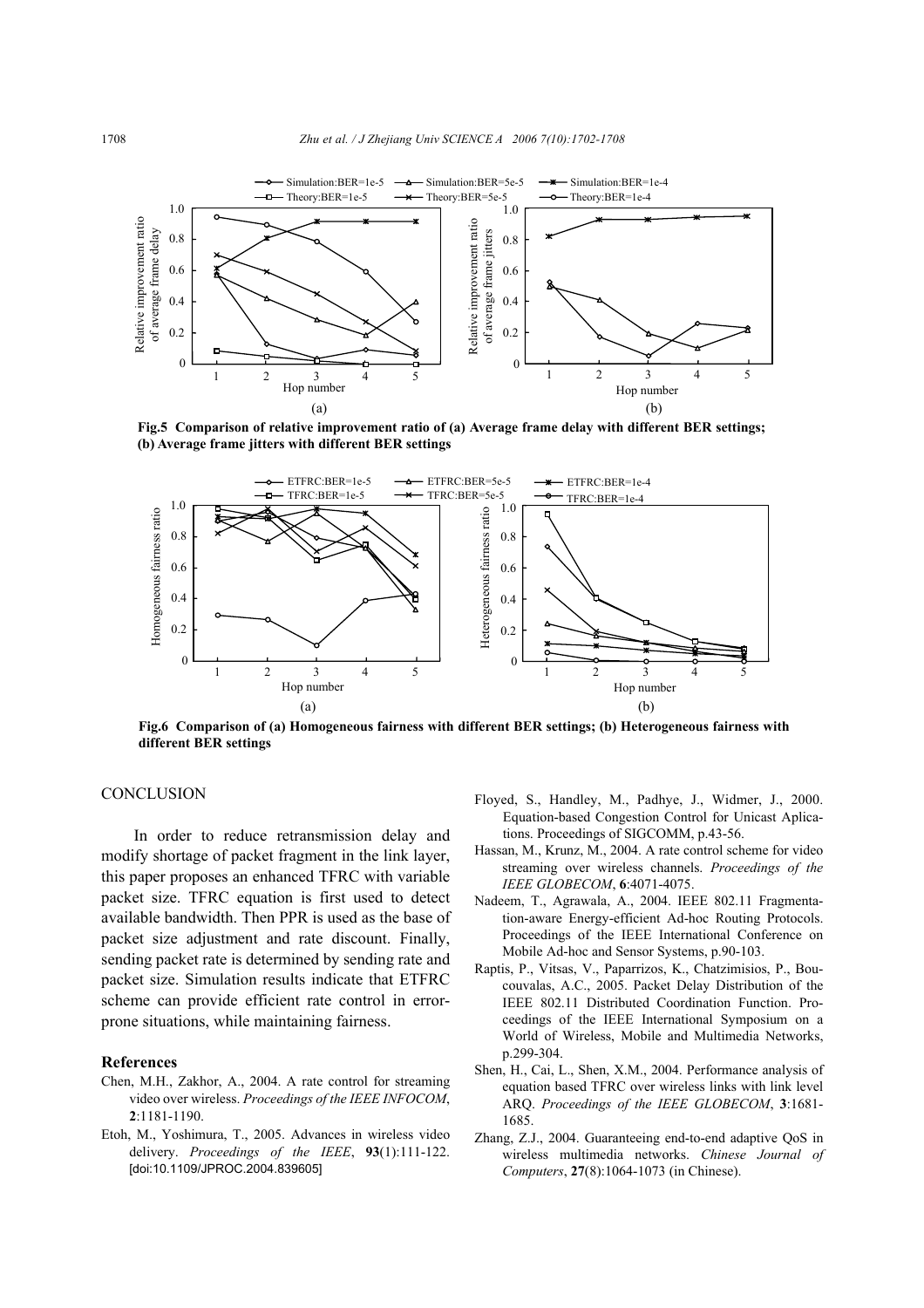Simulation:BER=1e-5
Simulation:BER=5e-5
Simulation:BER=1e-4
Theory:BER=1e-5
Theory:BER=5e-5
Theory:BER=1e-4

Relative improvement ratio of average frame delay
Hop number
(a)

Relative improvement ratio of average frame jitters
Hop number
(b)

**Fig.5 Comparison of relative improvement ratio of (a) Average frame delay with different BER settings; (b) Average frame jitters with different BER settings**

ETFRC:BER=1e-5
ETFRC:BER=5e-5
ETFRC:BER=1e-4
TFRC:BER=1e-5
TFRC:BER=5e-5
TFRC:BER=1e-4

Homogeneous fairness ratio
Hop number
(a)

Heterogeneous fairness ratio
Hop number
(b)

**Fig.6 Comparison of (a) Homogeneous fairness with different BER settings; (b) Heterogeneous fairness with different BER settings**

## CONCLUSION

In order to reduce retransmission delay and modify shortage of packet fragment in the link layer, this paper proposes an enhanced TFRC with variable packet size. TFRC equation is first used to detect available bandwidth. Then PPR is used as the base of packet size adjustment and rate discount. Finally, sending packet rate is determined by sending rate and packet size. Simulation results indicate that ETFRC scheme can provide efficient rate control in error-prone situations, while maintaining fairness.

## References

Chen, M.H., Zakhor, A., 2004. A rate control for streaming video over wireless. *Proceedings of the IEEE INFOCOM*, **2**:1181-1190.

Etoh, M., Yoshimura, T., 2005. Advances in wireless video delivery. *Proceedings of the IEEE*, **93**(1):111-122. [doi:10.1109/JPROC.2004.839605]

Floyed, S., Handley, M., Padhye, J., Widmer, J., 2000. Equation-based Congestion Control for Unicast Aplications. Proceedings of SIGCOMM, p.43-56.

Hassan, M., Krunz, M., 2004. A rate control scheme for video streaming over wireless channels. *Proceedings of the IEEE GLOBECOM*, **6**:4071-4075.

Nadeem, T., Agrawala, A., 2004. IEEE 802.11 Fragmentation-aware Energy-efficient Ad-hoc Routing Protocols. Proceedings of the IEEE International Conference on Mobile Ad-hoc and Sensor Systems, p.90-103.

Raptis, P., Vitsas, V., Paparrizos, K., Chatzimisios, P., Boucouvalas, A.C., 2005. Packet Delay Distribution of the IEEE 802.11 Distributed Coordination Function. Proceedings of the IEEE International Symposium on a World of Wireless, Mobile and Multimedia Networks, p.299-304.

Shen, H., Cai, L., Shen, X.M., 2004. Performance analysis of equation based TFRC over wireless links with link level ARQ. *Proceedings of the IEEE GLOBECOM*, **3**:1681-1685.

Zhang, Z.J., 2004. Guaranteeing end-to-end adaptive QoS in wireless multimedia networks. *Chinese Journal of Computers*, **27**(8):1064-1073 (in Chinese).